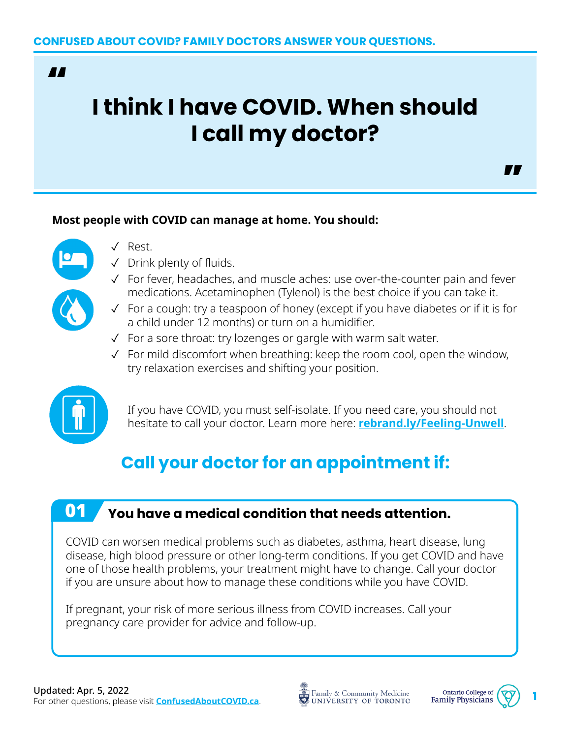CONFUSED ABOUT COVID? FAMILY DOCTORS ANSWER YOUR QUESTIONS.

# "I think I have COVID. When should I call my doctor?"

**Most people with COVID can manage at home. You should:**

- ✓ Rest.
- ✓ Drink plenty of fluids.
- ✓ For fever, headaches, and muscle aches: use over-the-counter pain and fever medications. Acetaminophen (Tylenol) is the best choice if you can take it.
- ✓ For a cough: try a teaspoon of honey (except if you have diabetes or if it is for a child under 12 months) or turn on a humidifier.
- ✓ For a sore throat: try lozenges or gargle with warm salt water.
- ✓ For mild discomfort when breathing: keep the room cool, open the window, try relaxation exercises and shifting your position.

If you have COVID, you must self-isolate. If you need care, you should not hesitate to call your doctor. Learn more here: **rebrand.ly/Feeling-Unwell**.

## Call your doctor for an appointment if:

### 01 You have a medical condition that needs attention.

COVID can worsen medical problems such as diabetes, asthma, heart disease, lung disease, high blood pressure or other long-term conditions. If you get COVID and have one of those health problems, your treatment might have to change. Call your doctor if you are unsure about how to manage these conditions while you have COVID.

If pregnant, your risk of more serious illness from COVID increases. Call your pregnancy care provider for advice and follow-up.

Updated: Apr. 5, 2022
For other questions, please visit **ConfusedAboutCOVID.ca**.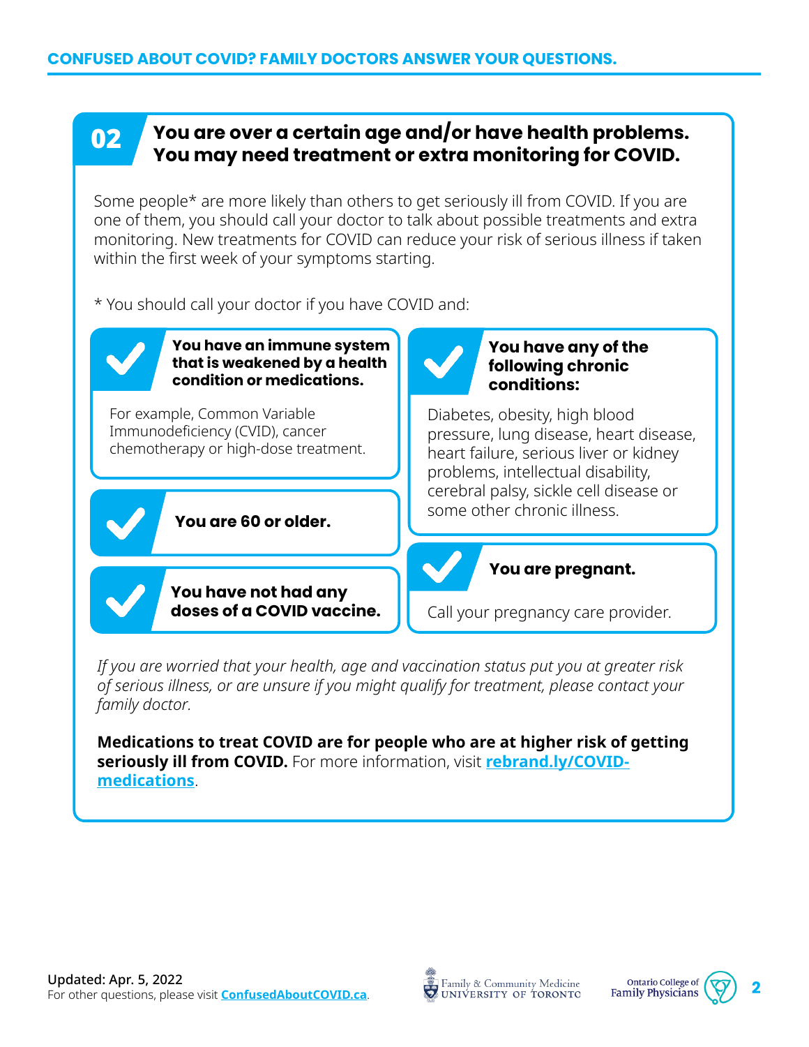## 02 You are over a certain age and/or have health problems. You may need treatment or extra monitoring for COVID.

Some people* are more likely than others to get seriously ill from COVID. If you are one of them, you should call your doctor to talk about possible treatments and extra monitoring. New treatments for COVID can reduce your risk of serious illness if taken within the first week of your symptoms starting.

* You should call your doctor if you have COVID and:

- **You have an immune system that is weakened by a health condition or medications.**

  For example, Common Variable Immunodeficiency (CVID), cancer chemotherapy or high-dose treatment.

- **You are 60 or older.**

- **You have not had any doses of a COVID vaccine.**

- **You have any of the following chronic conditions:**

  Diabetes, obesity, high blood pressure, lung disease, heart disease, heart failure, serious liver or kidney problems, intellectual disability, cerebral palsy, sickle cell disease or some other chronic illness.

- **You are pregnant.**

  Call your pregnancy care provider.

*If you are worried that your health, age and vaccination status put you at greater risk of serious illness, or are unsure if you might qualify for treatment, please contact your family doctor.*

**Medications to treat COVID are for people who are at higher risk of getting seriously ill from COVID.** For more information, visit **rebrand.ly/COVID-medications**.

Updated: Apr. 5, 2022
For other questions, please visit **ConfusedAboutCOVID.ca**.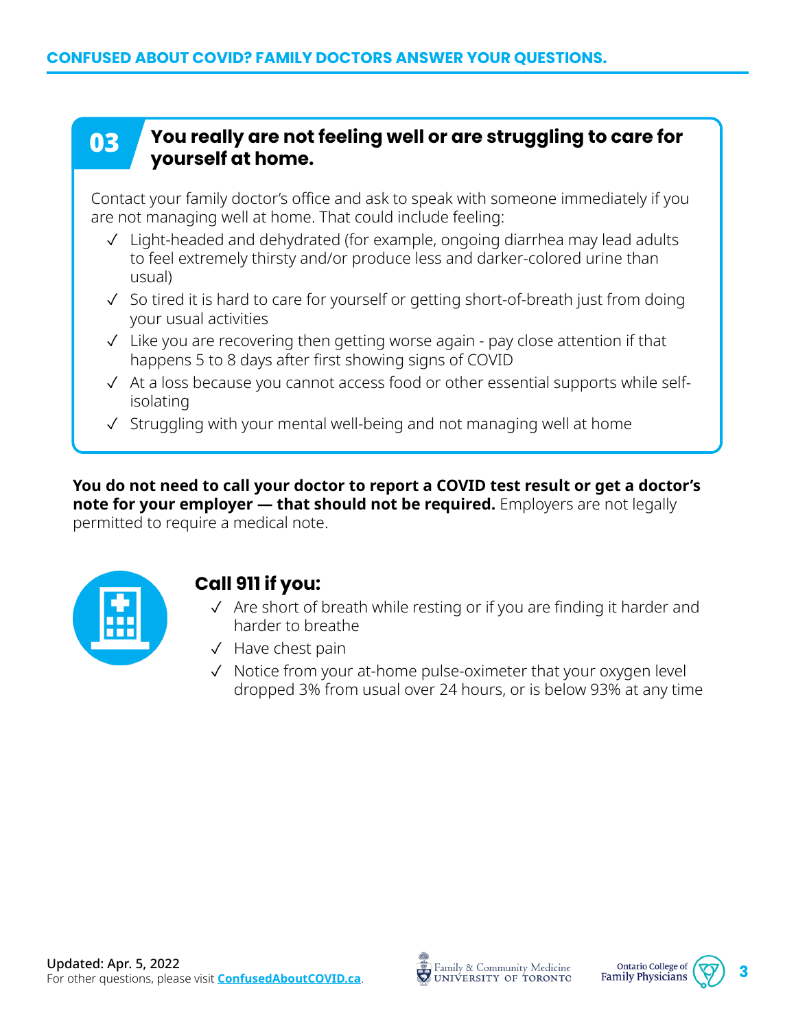## 03 You really are not feeling well or are struggling to care for yourself at home.

Contact your family doctor's office and ask to speak with someone immediately if you are not managing well at home. That could include feeling:

- ✓ Light-headed and dehydrated (for example, ongoing diarrhea may lead adults to feel extremely thirsty and/or produce less and darker-colored urine than usual)
- ✓ So tired it is hard to care for yourself or getting short-of-breath just from doing your usual activities
- ✓ Like you are recovering then getting worse again - pay close attention if that happens 5 to 8 days after first showing signs of COVID
- ✓ At a loss because you cannot access food or other essential supports while self-isolating
- ✓ Struggling with your mental well-being and not managing well at home

**You do not need to call your doctor to report a COVID test result or get a doctor's note for your employer — that should not be required.** Employers are not legally permitted to require a medical note.

### Call 911 if you:

- ✓ Are short of breath while resting or if you are finding it harder and harder to breathe
- ✓ Have chest pain
- ✓ Notice from your at-home pulse-oximeter that your oxygen level dropped 3% from usual over 24 hours, or is below 93% at any time

Updated: Apr. 5, 2022
For other questions, please visit **ConfusedAboutCOVID.ca**.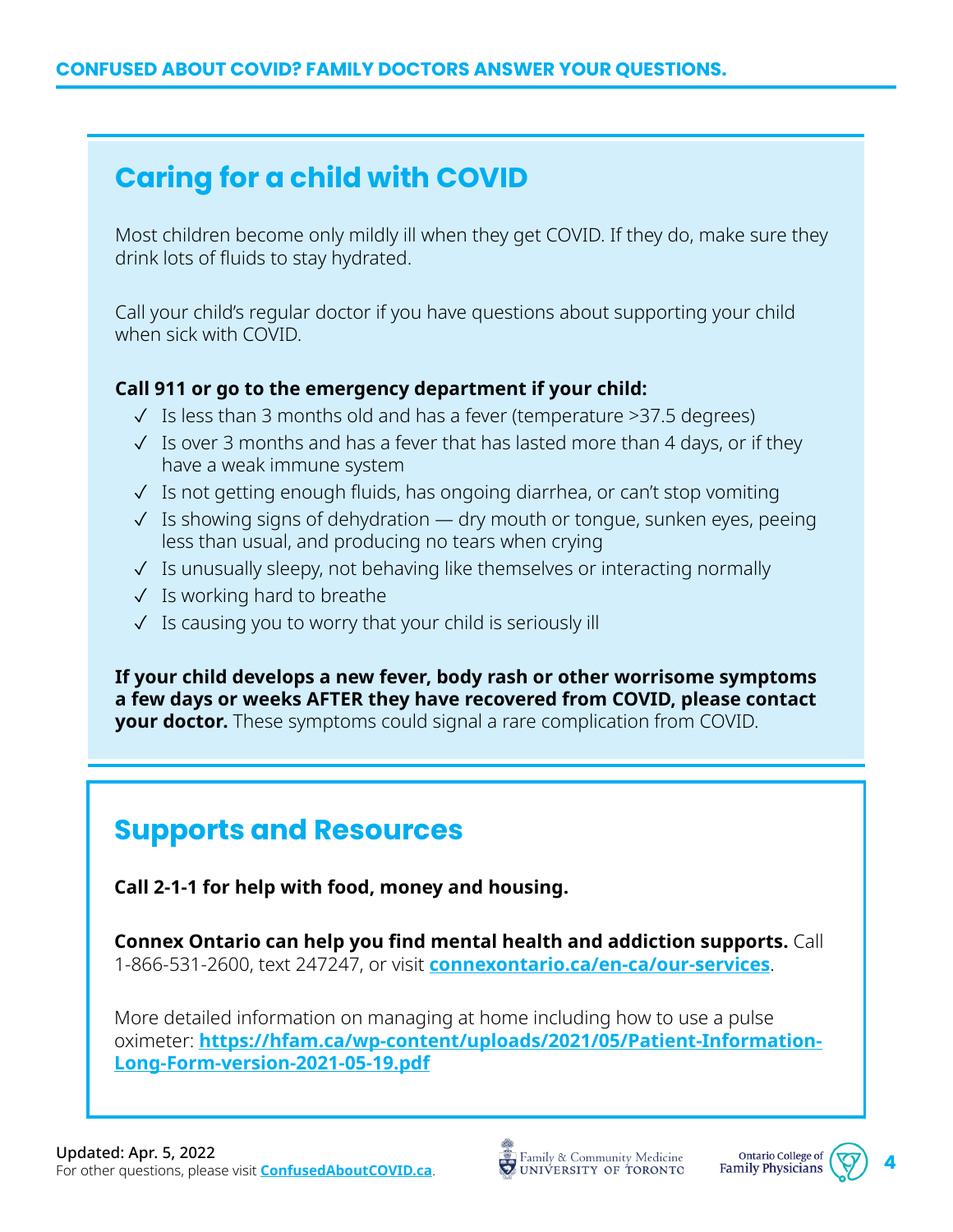## Caring for a child with COVID

Most children become only mildly ill when they get COVID. If they do, make sure they drink lots of fluids to stay hydrated.

Call your child's regular doctor if you have questions about supporting your child when sick with COVID.

**Call 911 or go to the emergency department if your child:**

- ✓ Is less than 3 months old and has a fever (temperature >37.5 degrees)
- ✓ Is over 3 months and has a fever that has lasted more than 4 days, or if they have a weak immune system
- ✓ Is not getting enough fluids, has ongoing diarrhea, or can't stop vomiting
- ✓ Is showing signs of dehydration — dry mouth or tongue, sunken eyes, peeing less than usual, and producing no tears when crying
- ✓ Is unusually sleepy, not behaving like themselves or interacting normally
- ✓ Is working hard to breathe
- ✓ Is causing you to worry that your child is seriously ill

**If your child develops a new fever, body rash or other worrisome symptoms a few days or weeks AFTER they have recovered from COVID, please contact your doctor.** These symptoms could signal a rare complication from COVID.

## Supports and Resources

**Call 2-1-1 for help with food, money and housing.**

**Connex Ontario can help you find mental health and addiction supports.** Call 1-866-531-2600, text 247247, or visit **connexontario.ca/en-ca/our-services**.

More detailed information on managing at home including how to use a pulse oximeter: **https://hfam.ca/wp-content/uploads/2021/05/Patient-Information-Long-Form-version-2021-05-19.pdf**

**Updated: Apr. 5, 2022**
For other questions, please visit **ConfusedAboutCOVID.ca**.